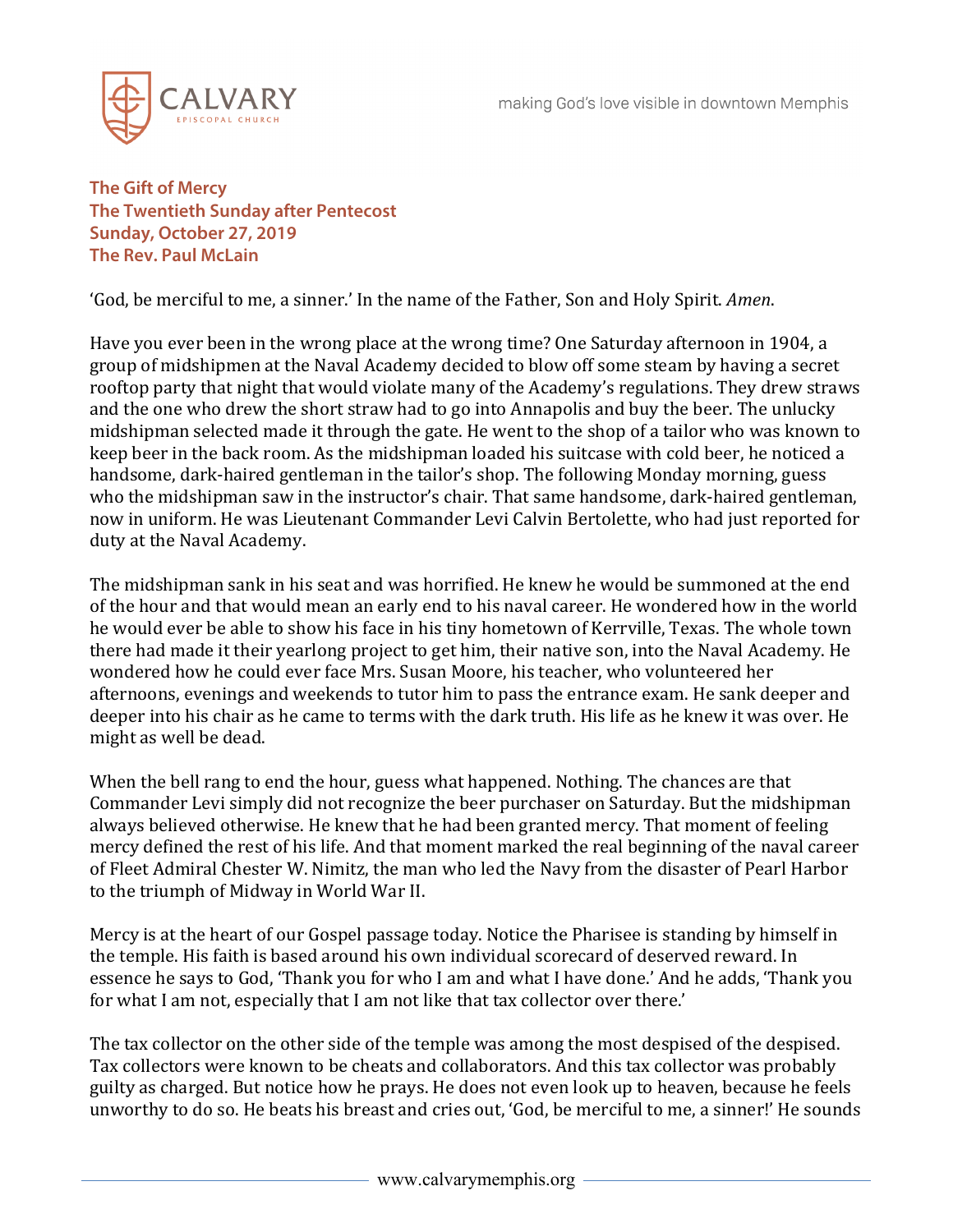**The Gift of Mercy**
**The Twentieth Sunday after Pentecost**
**Sunday, October 27, 2019**
**The Rev. Paul McLain**

'God, be merciful to me, a sinner.' In the name of the Father, Son and Holy Spirit. *Amen*.

Have you ever been in the wrong place at the wrong time? One Saturday afternoon in 1904, a group of midshipmen at the Naval Academy decided to blow off some steam by having a secret rooftop party that night that would violate many of the Academy's regulations. They drew straws and the one who drew the short straw had to go into Annapolis and buy the beer. The unlucky midshipman selected made it through the gate. He went to the shop of a tailor who was known to keep beer in the back room. As the midshipman loaded his suitcase with cold beer, he noticed a handsome, dark-haired gentleman in the tailor's shop. The following Monday morning, guess who the midshipman saw in the instructor's chair. That same handsome, dark-haired gentleman, now in uniform. He was Lieutenant Commander Levi Calvin Bertolette, who had just reported for duty at the Naval Academy.

The midshipman sank in his seat and was horrified. He knew he would be summoned at the end of the hour and that would mean an early end to his naval career. He wondered how in the world he would ever be able to show his face in his tiny hometown of Kerrville, Texas. The whole town there had made it their yearlong project to get him, their native son, into the Naval Academy. He wondered how he could ever face Mrs. Susan Moore, his teacher, who volunteered her afternoons, evenings and weekends to tutor him to pass the entrance exam. He sank deeper and deeper into his chair as he came to terms with the dark truth. His life as he knew it was over. He might as well be dead.

When the bell rang to end the hour, guess what happened. Nothing. The chances are that Commander Levi simply did not recognize the beer purchaser on Saturday. But the midshipman always believed otherwise. He knew that he had been granted mercy. That moment of feeling mercy defined the rest of his life. And that moment marked the real beginning of the naval career of Fleet Admiral Chester W. Nimitz, the man who led the Navy from the disaster of Pearl Harbor to the triumph of Midway in World War II.

Mercy is at the heart of our Gospel passage today. Notice the Pharisee is standing by himself in the temple. His faith is based around his own individual scorecard of deserved reward. In essence he says to God, 'Thank you for who I am and what I have done.' And he adds, 'Thank you for what I am not, especially that I am not like that tax collector over there.'

The tax collector on the other side of the temple was among the most despised of the despised. Tax collectors were known to be cheats and collaborators. And this tax collector was probably guilty as charged. But notice how he prays. He does not even look up to heaven, because he feels unworthy to do so. He beats his breast and cries out, 'God, be merciful to me, a sinner!' He sounds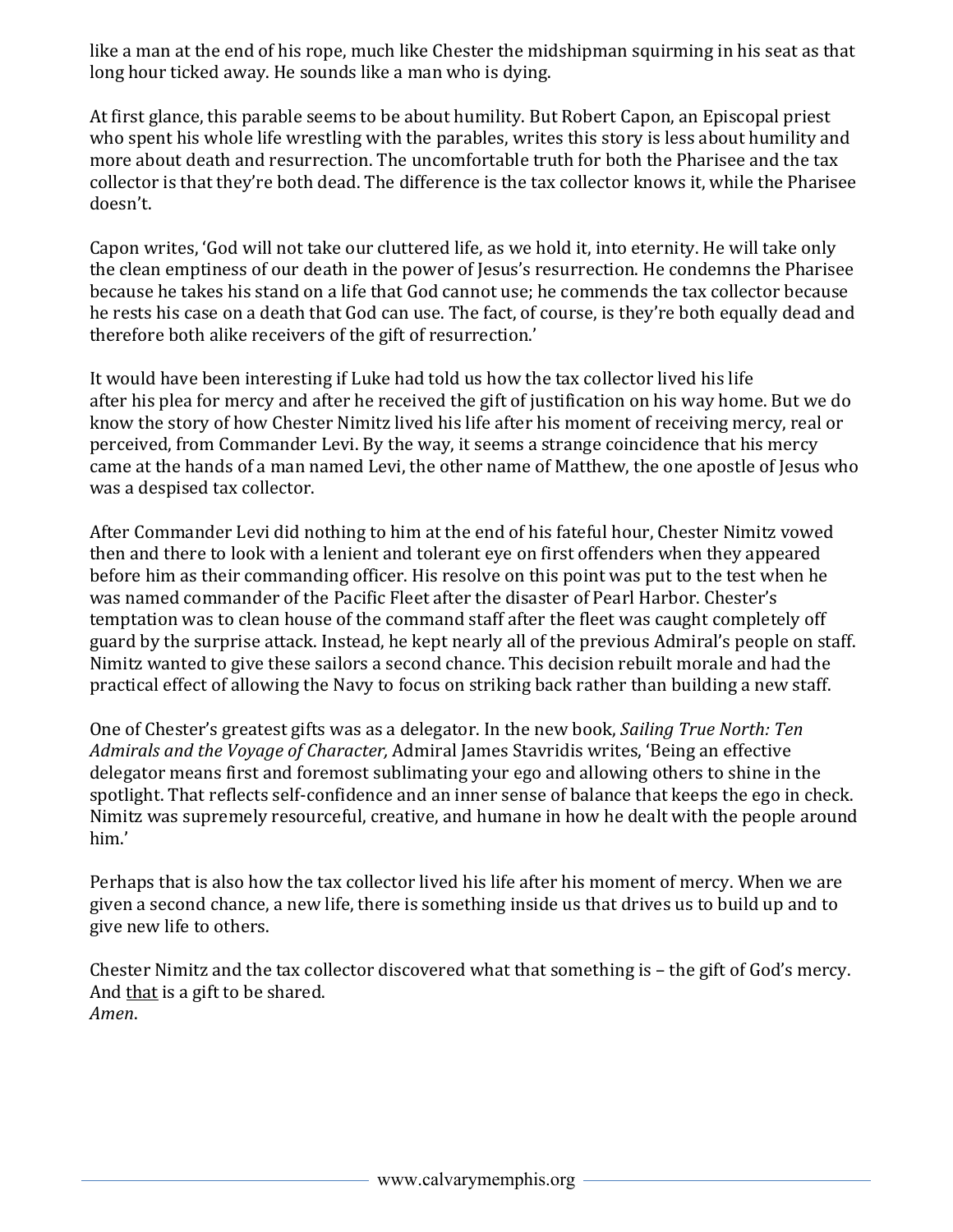like a man at the end of his rope, much like Chester the midshipman squirming in his seat as that long hour ticked away. He sounds like a man who is dying.

At first glance, this parable seems to be about humility. But Robert Capon, an Episcopal priest who spent his whole life wrestling with the parables, writes this story is less about humility and more about death and resurrection. The uncomfortable truth for both the Pharisee and the tax collector is that they're both dead. The difference is the tax collector knows it, while the Pharisee doesn't.

Capon writes, 'God will not take our cluttered life, as we hold it, into eternity. He will take only the clean emptiness of our death in the power of Jesus's resurrection. He condemns the Pharisee because he takes his stand on a life that God cannot use; he commends the tax collector because he rests his case on a death that God can use. The fact, of course, is they're both equally dead and therefore both alike receivers of the gift of resurrection.'

It would have been interesting if Luke had told us how the tax collector lived his life after his plea for mercy and after he received the gift of justification on his way home. But we do know the story of how Chester Nimitz lived his life after his moment of receiving mercy, real or perceived, from Commander Levi. By the way, it seems a strange coincidence that his mercy came at the hands of a man named Levi, the other name of Matthew, the one apostle of Jesus who was a despised tax collector.

After Commander Levi did nothing to him at the end of his fateful hour, Chester Nimitz vowed then and there to look with a lenient and tolerant eye on first offenders when they appeared before him as their commanding officer. His resolve on this point was put to the test when he was named commander of the Pacific Fleet after the disaster of Pearl Harbor. Chester's temptation was to clean house of the command staff after the fleet was caught completely off guard by the surprise attack. Instead, he kept nearly all of the previous Admiral's people on staff. Nimitz wanted to give these sailors a second chance. This decision rebuilt morale and had the practical effect of allowing the Navy to focus on striking back rather than building a new staff.

One of Chester's greatest gifts was as a delegator. In the new book, *Sailing True North: Ten Admirals and the Voyage of Character,* Admiral James Stavridis writes, 'Being an effective delegator means first and foremost sublimating your ego and allowing others to shine in the spotlight. That reflects self-confidence and an inner sense of balance that keeps the ego in check. Nimitz was supremely resourceful, creative, and humane in how he dealt with the people around him.'

Perhaps that is also how the tax collector lived his life after his moment of mercy. When we are given a second chance, a new life, there is something inside us that drives us to build up and to give new life to others.

Chester Nimitz and the tax collector discovered what that something is – the gift of God's mercy. And <u>that</u> is a gift to be shared.
*Amen*.